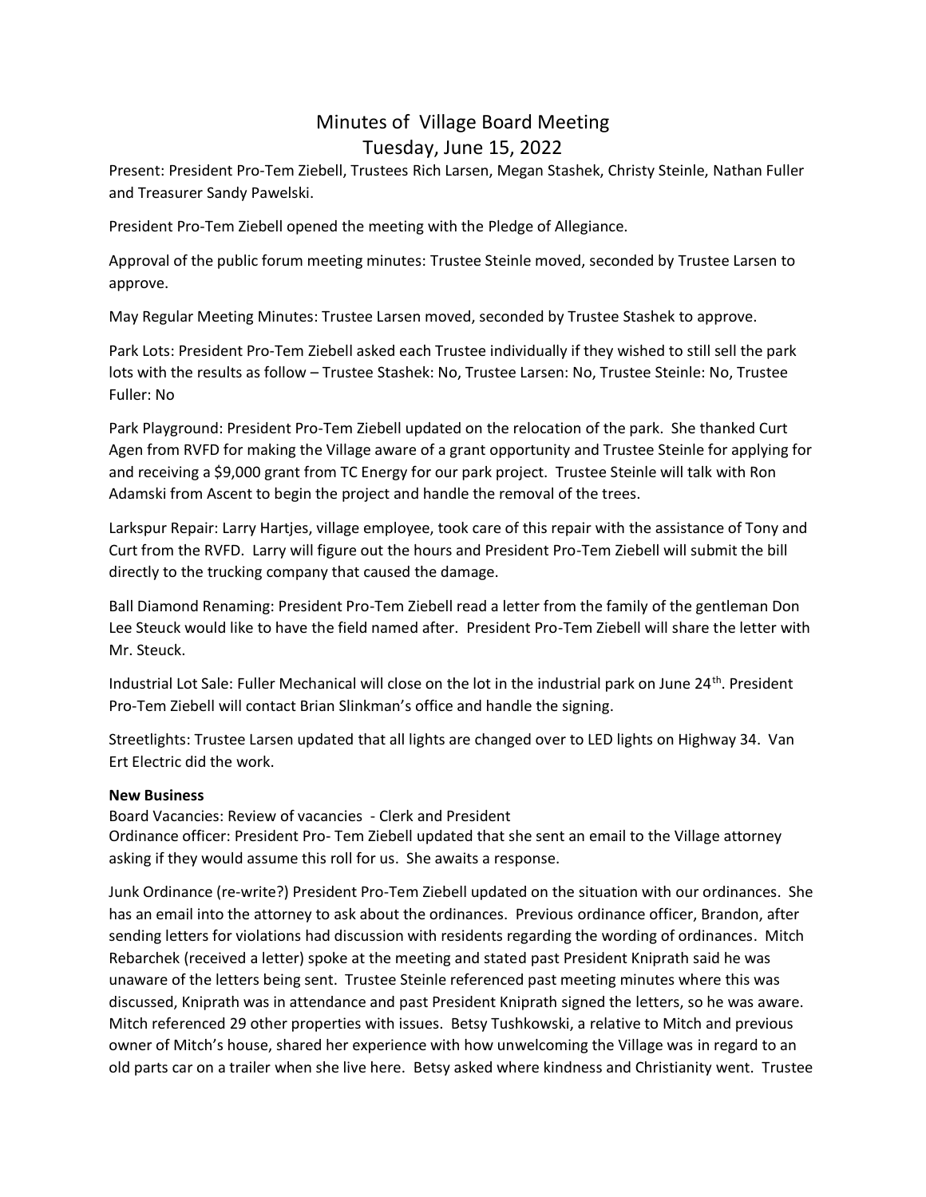# Minutes of Village Board Meeting
## Tuesday, June 15, 2022

Present: President Pro-Tem Ziebell, Trustees Rich Larsen, Megan Stashek, Christy Steinle, Nathan Fuller and Treasurer Sandy Pawelski.

President Pro-Tem Ziebell opened the meeting with the Pledge of Allegiance.

Approval of the public forum meeting minutes: Trustee Steinle moved, seconded by Trustee Larsen to approve.

May Regular Meeting Minutes: Trustee Larsen moved, seconded by Trustee Stashek to approve.

Park Lots: President Pro-Tem Ziebell asked each Trustee individually if they wished to still sell the park lots with the results as follow – Trustee Stashek: No, Trustee Larsen: No, Trustee Steinle: No, Trustee Fuller: No

Park Playground: President Pro-Tem Ziebell updated on the relocation of the park. She thanked Curt Agen from RVFD for making the Village aware of a grant opportunity and Trustee Steinle for applying for and receiving a $9,000 grant from TC Energy for our park project. Trustee Steinle will talk with Ron Adamski from Ascent to begin the project and handle the removal of the trees.

Larkspur Repair: Larry Hartjes, village employee, took care of this repair with the assistance of Tony and Curt from the RVFD. Larry will figure out the hours and President Pro-Tem Ziebell will submit the bill directly to the trucking company that caused the damage.

Ball Diamond Renaming: President Pro-Tem Ziebell read a letter from the family of the gentleman Don Lee Steuck would like to have the field named after. President Pro-Tem Ziebell will share the letter with Mr. Steuck.

Industrial Lot Sale: Fuller Mechanical will close on the lot in the industrial park on June 24th. President Pro-Tem Ziebell will contact Brian Slinkman's office and handle the signing.

Streetlights: Trustee Larsen updated that all lights are changed over to LED lights on Highway 34. Van Ert Electric did the work.

**New Business**

Board Vacancies: Review of vacancies - Clerk and President

Ordinance officer: President Pro- Tem Ziebell updated that she sent an email to the Village attorney asking if they would assume this roll for us. She awaits a response.

Junk Ordinance (re-write?) President Pro-Tem Ziebell updated on the situation with our ordinances. She has an email into the attorney to ask about the ordinances. Previous ordinance officer, Brandon, after sending letters for violations had discussion with residents regarding the wording of ordinances. Mitch Rebarchek (received a letter) spoke at the meeting and stated past President Kniprath said he was unaware of the letters being sent. Trustee Steinle referenced past meeting minutes where this was discussed, Kniprath was in attendance and past President Kniprath signed the letters, so he was aware. Mitch referenced 29 other properties with issues. Betsy Tushkowski, a relative to Mitch and previous owner of Mitch's house, shared her experience with how unwelcoming the Village was in regard to an old parts car on a trailer when she live here. Betsy asked where kindness and Christianity went. Trustee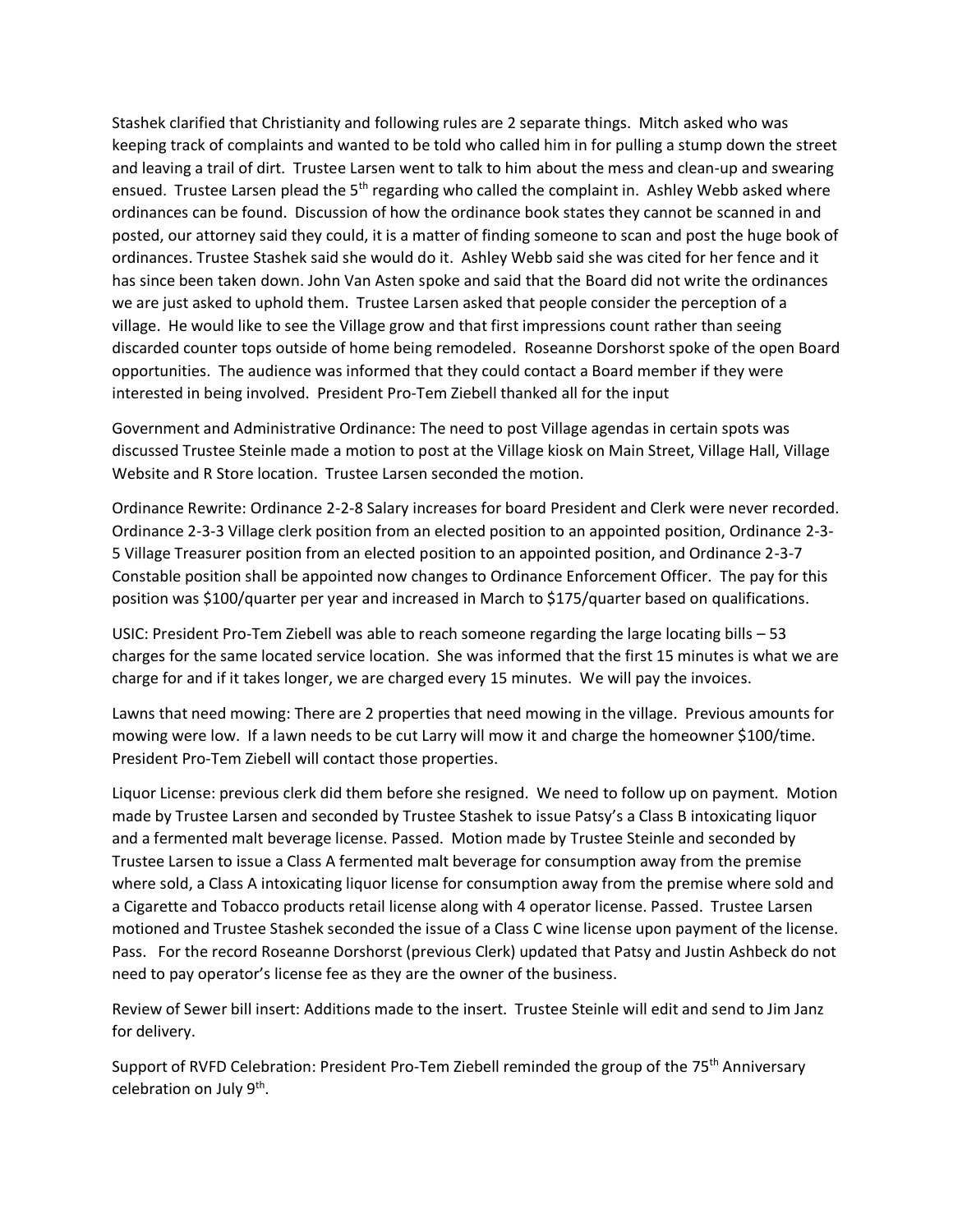Stashek clarified that Christianity and following rules are 2 separate things. Mitch asked who was keeping track of complaints and wanted to be told who called him in for pulling a stump down the street and leaving a trail of dirt. Trustee Larsen went to talk to him about the mess and clean-up and swearing ensued. Trustee Larsen plead the 5th regarding who called the complaint in. Ashley Webb asked where ordinances can be found. Discussion of how the ordinance book states they cannot be scanned in and posted, our attorney said they could, it is a matter of finding someone to scan and post the huge book of ordinances. Trustee Stashek said she would do it. Ashley Webb said she was cited for her fence and it has since been taken down. John Van Asten spoke and said that the Board did not write the ordinances we are just asked to uphold them. Trustee Larsen asked that people consider the perception of a village. He would like to see the Village grow and that first impressions count rather than seeing discarded counter tops outside of home being remodeled. Roseanne Dorshorst spoke of the open Board opportunities. The audience was informed that they could contact a Board member if they were interested in being involved. President Pro-Tem Ziebell thanked all for the input

Government and Administrative Ordinance: The need to post Village agendas in certain spots was discussed Trustee Steinle made a motion to post at the Village kiosk on Main Street, Village Hall, Village Website and R Store location. Trustee Larsen seconded the motion.

Ordinance Rewrite: Ordinance 2-2-8 Salary increases for board President and Clerk were never recorded. Ordinance 2-3-3 Village clerk position from an elected position to an appointed position, Ordinance 2-3-5 Village Treasurer position from an elected position to an appointed position, and Ordinance 2-3-7 Constable position shall be appointed now changes to Ordinance Enforcement Officer. The pay for this position was $100/quarter per year and increased in March to $175/quarter based on qualifications.

USIC: President Pro-Tem Ziebell was able to reach someone regarding the large locating bills – 53 charges for the same located service location. She was informed that the first 15 minutes is what we are charge for and if it takes longer, we are charged every 15 minutes. We will pay the invoices.

Lawns that need mowing: There are 2 properties that need mowing in the village. Previous amounts for mowing were low. If a lawn needs to be cut Larry will mow it and charge the homeowner $100/time. President Pro-Tem Ziebell will contact those properties.

Liquor License: previous clerk did them before she resigned. We need to follow up on payment. Motion made by Trustee Larsen and seconded by Trustee Stashek to issue Patsy's a Class B intoxicating liquor and a fermented malt beverage license. Passed. Motion made by Trustee Steinle and seconded by Trustee Larsen to issue a Class A fermented malt beverage for consumption away from the premise where sold, a Class A intoxicating liquor license for consumption away from the premise where sold and a Cigarette and Tobacco products retail license along with 4 operator license. Passed. Trustee Larsen motioned and Trustee Stashek seconded the issue of a Class C wine license upon payment of the license. Pass. For the record Roseanne Dorshorst (previous Clerk) updated that Patsy and Justin Ashbeck do not need to pay operator's license fee as they are the owner of the business.

Review of Sewer bill insert: Additions made to the insert. Trustee Steinle will edit and send to Jim Janz for delivery.

Support of RVFD Celebration: President Pro-Tem Ziebell reminded the group of the 75th Anniversary celebration on July 9th.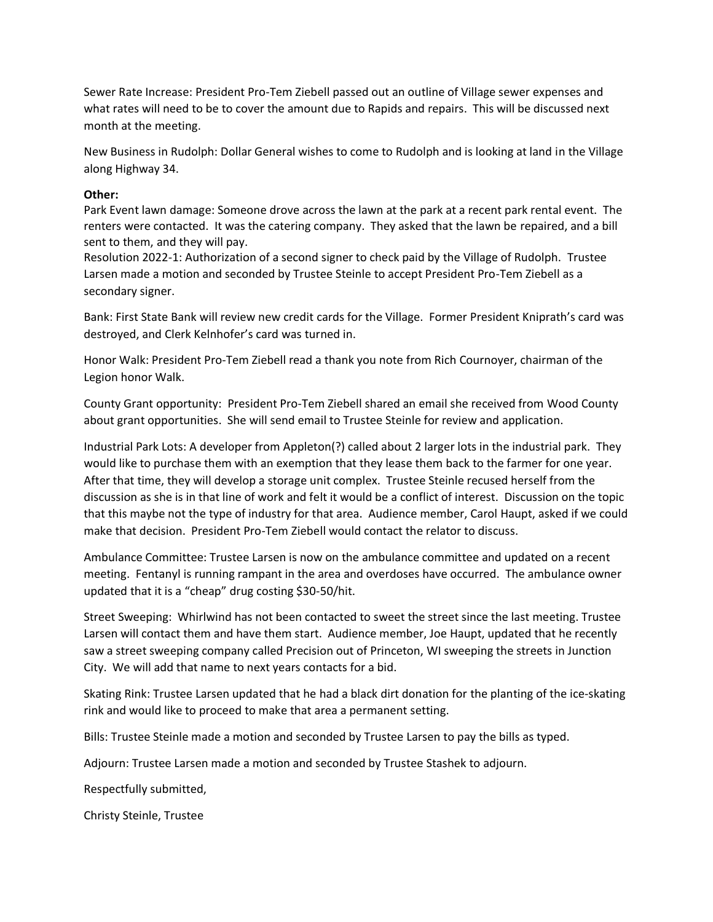Sewer Rate Increase: President Pro-Tem Ziebell passed out an outline of Village sewer expenses and what rates will need to be to cover the amount due to Rapids and repairs. This will be discussed next month at the meeting.

New Business in Rudolph: Dollar General wishes to come to Rudolph and is looking at land in the Village along Highway 34.

**Other:**

Park Event lawn damage: Someone drove across the lawn at the park at a recent park rental event. The renters were contacted. It was the catering company. They asked that the lawn be repaired, and a bill sent to them, and they will pay.

Resolution 2022-1: Authorization of a second signer to check paid by the Village of Rudolph. Trustee Larsen made a motion and seconded by Trustee Steinle to accept President Pro-Tem Ziebell as a secondary signer.

Bank: First State Bank will review new credit cards for the Village. Former President Kniprath's card was destroyed, and Clerk Kelnhofer's card was turned in.

Honor Walk: President Pro-Tem Ziebell read a thank you note from Rich Cournoyer, chairman of the Legion honor Walk.

County Grant opportunity: President Pro-Tem Ziebell shared an email she received from Wood County about grant opportunities. She will send email to Trustee Steinle for review and application.

Industrial Park Lots: A developer from Appleton(?) called about 2 larger lots in the industrial park. They would like to purchase them with an exemption that they lease them back to the farmer for one year. After that time, they will develop a storage unit complex. Trustee Steinle recused herself from the discussion as she is in that line of work and felt it would be a conflict of interest. Discussion on the topic that this maybe not the type of industry for that area. Audience member, Carol Haupt, asked if we could make that decision. President Pro-Tem Ziebell would contact the relator to discuss.

Ambulance Committee: Trustee Larsen is now on the ambulance committee and updated on a recent meeting. Fentanyl is running rampant in the area and overdoses have occurred. The ambulance owner updated that it is a "cheap" drug costing $30-50/hit.

Street Sweeping: Whirlwind has not been contacted to sweet the street since the last meeting. Trustee Larsen will contact them and have them start. Audience member, Joe Haupt, updated that he recently saw a street sweeping company called Precision out of Princeton, WI sweeping the streets in Junction City. We will add that name to next years contacts for a bid.

Skating Rink: Trustee Larsen updated that he had a black dirt donation for the planting of the ice-skating rink and would like to proceed to make that area a permanent setting.

Bills: Trustee Steinle made a motion and seconded by Trustee Larsen to pay the bills as typed.

Adjourn: Trustee Larsen made a motion and seconded by Trustee Stashek to adjourn.

Respectfully submitted,

Christy Steinle, Trustee